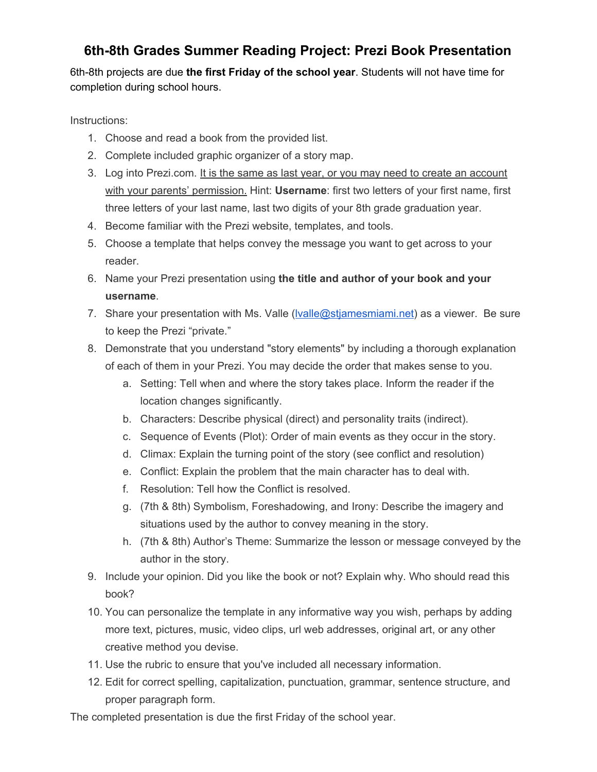# 6th-8th Grades Summer Reading Project: Prezi Book Presentation

6th-8th projects are due **the first Friday of the school year**. Students will not have time for completion during school hours.

Instructions:

1. Choose and read a book from the provided list.
2. Complete included graphic organizer of a story map.
3. Log into Prezi.com. It is the same as last year, or you may need to create an account with your parents' permission. Hint: **Username**: first two letters of your first name, first three letters of your last name, last two digits of your 8th grade graduation year.
4. Become familiar with the Prezi website, templates, and tools.
5. Choose a template that helps convey the message you want to get across to your reader.
6. Name your Prezi presentation using **the title and author of your book and your username**.
7. Share your presentation with Ms. Valle (lvalle@stjamesmiami.net) as a viewer. Be sure to keep the Prezi "private."
8. Demonstrate that you understand "story elements" by including a thorough explanation of each of them in your Prezi. You may decide the order that makes sense to you.
    a. Setting: Tell when and where the story takes place. Inform the reader if the location changes significantly.
    b. Characters: Describe physical (direct) and personality traits (indirect).
    c. Sequence of Events (Plot): Order of main events as they occur in the story.
    d. Climax: Explain the turning point of the story (see conflict and resolution)
    e. Conflict: Explain the problem that the main character has to deal with.
    f. Resolution: Tell how the Conflict is resolved.
    g. (7th & 8th) Symbolism, Foreshadowing, and Irony: Describe the imagery and situations used by the author to convey meaning in the story.
    h. (7th & 8th) Author's Theme: Summarize the lesson or message conveyed by the author in the story.
9. Include your opinion. Did you like the book or not? Explain why. Who should read this book?
10. You can personalize the template in any informative way you wish, perhaps by adding more text, pictures, music, video clips, url web addresses, original art, or any other creative method you devise.
11. Use the rubric to ensure that you've included all necessary information.
12. Edit for correct spelling, capitalization, punctuation, grammar, sentence structure, and proper paragraph form.

The completed presentation is due the first Friday of the school year.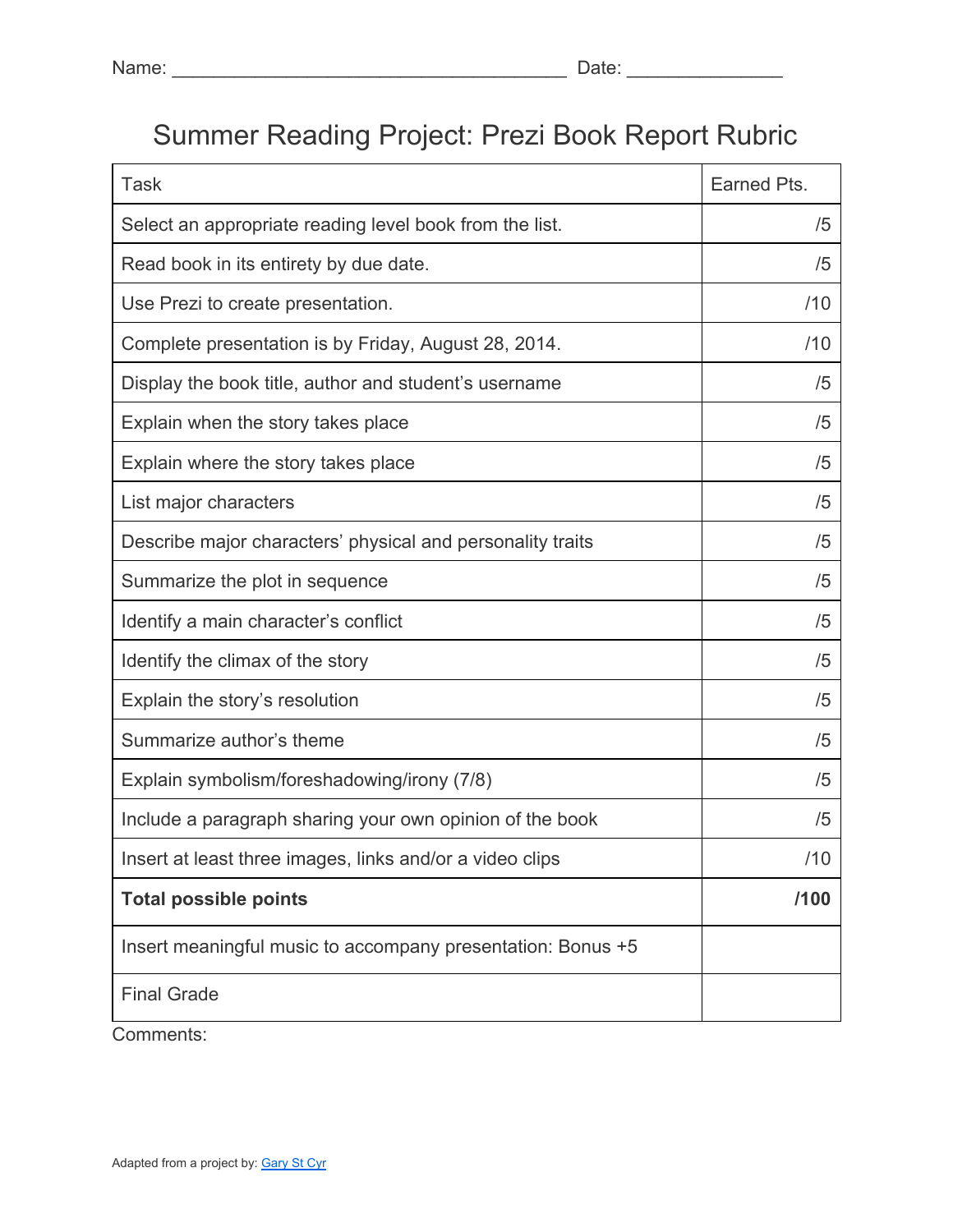Name: _____________________________________ Date: _______________

# Summer Reading Project: Prezi Book Report Rubric

| Task | Earned Pts. |
|---|---|
| Select an appropriate reading level book from the list. | /5 |
| Read book in its entirety by due date. | /5 |
| Use Prezi to create presentation. | /10 |
| Complete presentation is by Friday, August 28, 2014. | /10 |
| Display the book title, author and student's username | /5 |
| Explain when the story takes place | /5 |
| Explain where the story takes place | /5 |
| List major characters | /5 |
| Describe major characters' physical and personality traits | /5 |
| Summarize the plot in sequence | /5 |
| Identify a main character's conflict | /5 |
| Identify the climax of the story | /5 |
| Explain the story's resolution | /5 |
| Summarize author's theme | /5 |
| Explain symbolism/foreshadowing/irony (7/8) | /5 |
| Include a paragraph sharing your own opinion of the book | /5 |
| Insert at least three images, links and/or a video clips | /10 |
| **Total possible points** | **/100** |
| Insert meaningful music to accompany presentation: Bonus +5 | |
| Final Grade | |

Comments:

Adapted from a project by: [Gary St Cyr]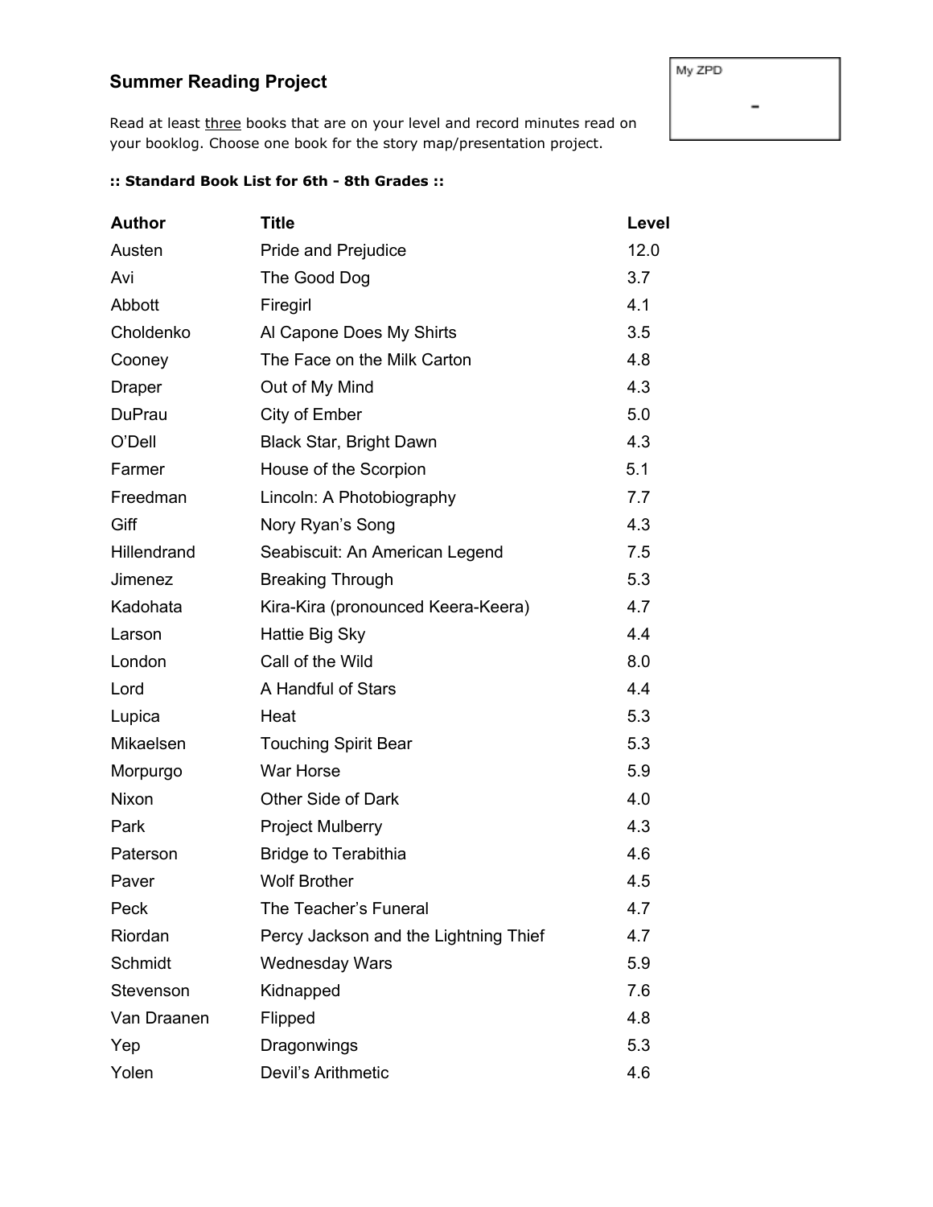## Summary Reading Project

My ZPD

-

Read at least <u>three</u> books that are on your level and record minutes read on your booklog. Choose one book for the story map/presentation project.

**:: Standard Book List for 6th - 8th Grades ::**

| Author | Title | Level |
|---|---|---|
| Austen | Pride and Prejudice | 12.0 |
| Avi | The Good Dog | 3.7 |
| Abbott | Firegirl | 4.1 |
| Choldenko | Al Capone Does My Shirts | 3.5 |
| Cooney | The Face on the Milk Carton | 4.8 |
| Draper | Out of My Mind | 4.3 |
| DuPrau | City of Ember | 5.0 |
| O'Dell | Black Star, Bright Dawn | 4.3 |
| Farmer | House of the Scorpion | 5.1 |
| Freedman | Lincoln: A Photobiography | 7.7 |
| Giff | Nory Ryan's Song | 4.3 |
| Hillendrand | Seabiscuit: An American Legend | 7.5 |
| Jimenez | Breaking Through | 5.3 |
| Kadohata | Kira-Kira (pronounced Keera-Keera) | 4.7 |
| Larson | Hattie Big Sky | 4.4 |
| London | Call of the Wild | 8.0 |
| Lord | A Handful of Stars | 4.4 |
| Lupica | Heat | 5.3 |
| Mikaelsen | Touching Spirit Bear | 5.3 |
| Morpurgo | War Horse | 5.9 |
| Nixon | Other Side of Dark | 4.0 |
| Park | Project Mulberry | 4.3 |
| Paterson | Bridge to Terabithia | 4.6 |
| Paver | Wolf Brother | 4.5 |
| Peck | The Teacher's Funeral | 4.7 |
| Riordan | Percy Jackson and the Lightning Thief | 4.7 |
| Schmidt | Wednesday Wars | 5.9 |
| Stevenson | Kidnapped | 7.6 |
| Van Draanen | Flipped | 4.8 |
| Yep | Dragonwings | 5.3 |
| Yolen | Devil's Arithmetic | 4.6 |

## Summer Reading Project

My ZPD

-

Read at least <u>three</u> books that are on your level and record minutes read on your booklog. Choose one book for the story map/presentation project.

**:: Standard Book List for 6th - 8th Grades ::**

| Author | Title | Level |
|---|---|---|
| Austen | Pride and Prejudice | 12.0 |
| Avi | The Good Dog | 3.7 |
| Abbott | Firegirl | 4.1 |
| Choldenko | Al Capone Does My Shirts | 3.5 |
| Cooney | The Face on the Milk Carton | 4.8 |
| Draper | Out of My Mind | 4.3 |
| DuPrau | City of Ember | 5.0 |
| O'Dell | Black Star, Bright Dawn | 4.3 |
| Farmer | House of the Scorpion | 5.1 |
| Freedman | Lincoln: A Photobiography | 7.7 |
| Giff | Nory Ryan's Song | 4.3 |
| Hillendrand | Seabiscuit: An American Legend | 7.5 |
| Jimenez | Breaking Through | 5.3 |
| Kadohata | Kira-Kira (pronounced Keera-Keera) | 4.7 |
| Larson | Hattie Big Sky | 4.4 |
| London | Call of the Wild | 8.0 |
| Lord | A Handful of Stars | 4.4 |
| Lupica | Heat | 5.3 |
| Mikaelsen | Touching Spirit Bear | 5.3 |
| Morpurgo | War Horse | 5.9 |
| Nixon | Other Side of Dark | 4.0 |
| Park | Project Mulberry | 4.3 |
| Paterson | Bridge to Terabithia | 4.6 |
| Paver | Wolf Brother | 4.5 |
| Peck | The Teacher's Funeral | 4.7 |
| Riordan | Percy Jackson and the Lightning Thief | 4.7 |
| Schmidt | Wednesday Wars | 5.9 |
| Stevenson | Kidnapped | 7.6 |
| Van Draanen | Flipped | 4.8 |
| Yep | Dragonwings | 5.3 |
| Yolen | Devil's Arithmetic | 4.6 |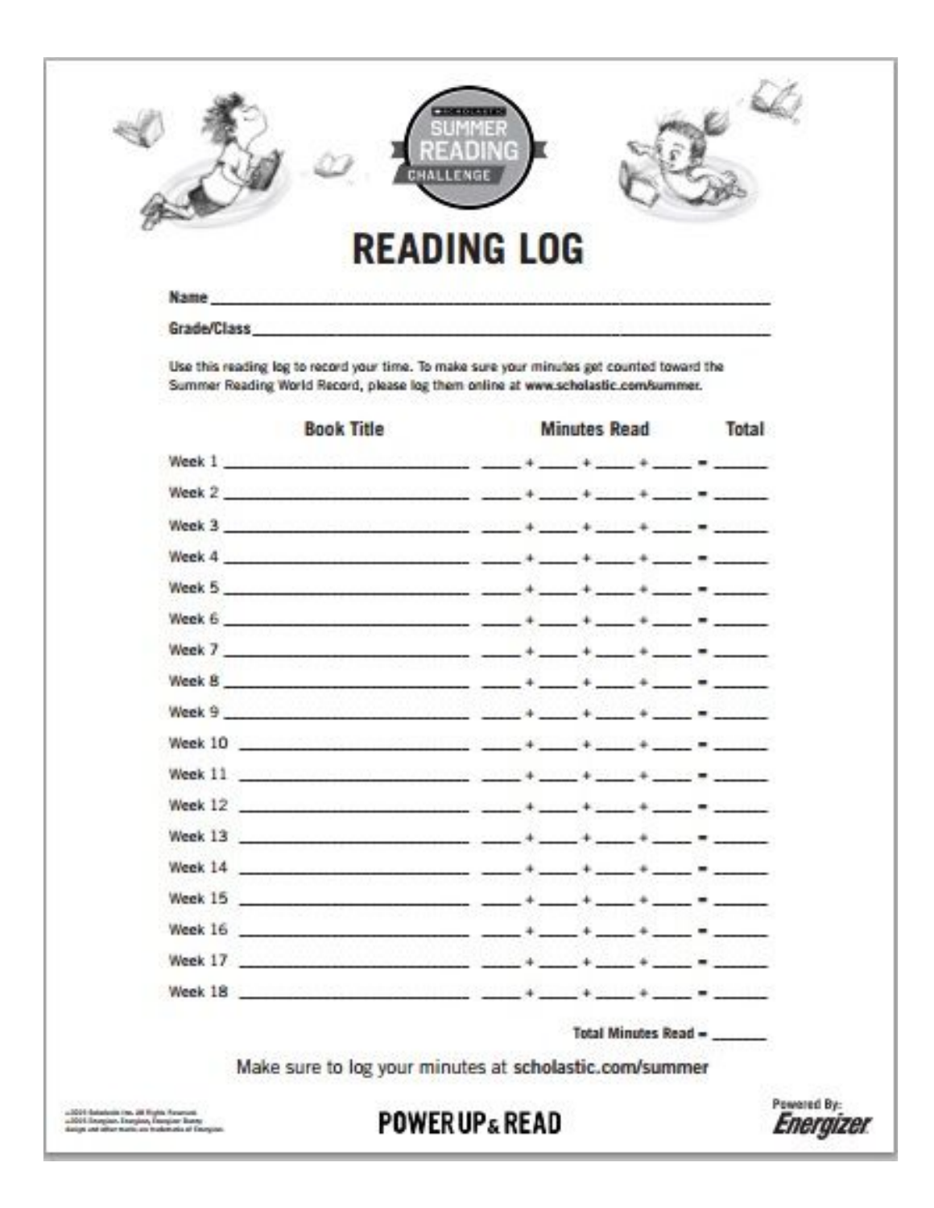SCHOLASTIC SUMMER READING CHALLENGE

# READING LOG

Name ______________________________

Grade/Class ______________________________

Use this reading log to record your time. To make sure your minutes get counted toward the Summer Reading World Record, please log them online at www.scholastic.com/summer.

| | Book Title | Minutes Read | Total |
|---|---|---|---|
| Week 1 | ________________ | ____ + ____ + ____ + ____ = | ____ |
| Week 2 | ________________ | ____ + ____ + ____ + ____ = | ____ |
| Week 3 | ________________ | ____ + ____ + ____ + ____ = | ____ |
| Week 4 | ________________ | ____ + ____ + ____ + ____ = | ____ |
| Week 5 | ________________ | ____ + ____ + ____ + ____ = | ____ |
| Week 6 | ________________ | ____ + ____ + ____ + ____ = | ____ |
| Week 7 | ________________ | ____ + ____ + ____ + ____ = | ____ |
| Week 8 | ________________ | ____ + ____ + ____ + ____ = | ____ |
| Week 9 | ________________ | ____ + ____ + ____ + ____ = | ____ |
| Week 10 | ________________ | ____ + ____ + ____ + ____ = | ____ |
| Week 11 | ________________ | ____ + ____ + ____ + ____ = | ____ |
| Week 12 | ________________ | ____ + ____ + ____ + ____ = | ____ |
| Week 13 | ________________ | ____ + ____ + ____ + ____ = | ____ |
| Week 14 | ________________ | ____ + ____ + ____ + ____ = | ____ |
| Week 15 | ________________ | ____ + ____ + ____ + ____ = | ____ |
| Week 16 | ________________ | ____ + ____ + ____ + ____ = | ____ |
| Week 17 | ________________ | ____ + ____ + ____ + ____ = | ____ |
| Week 18 | ________________ | ____ + ____ + ____ + ____ = | ____ |

Total Minutes Read = ______

Make sure to log your minutes at scholastic.com/summer

POWER UP & READ

Powered By: Energizer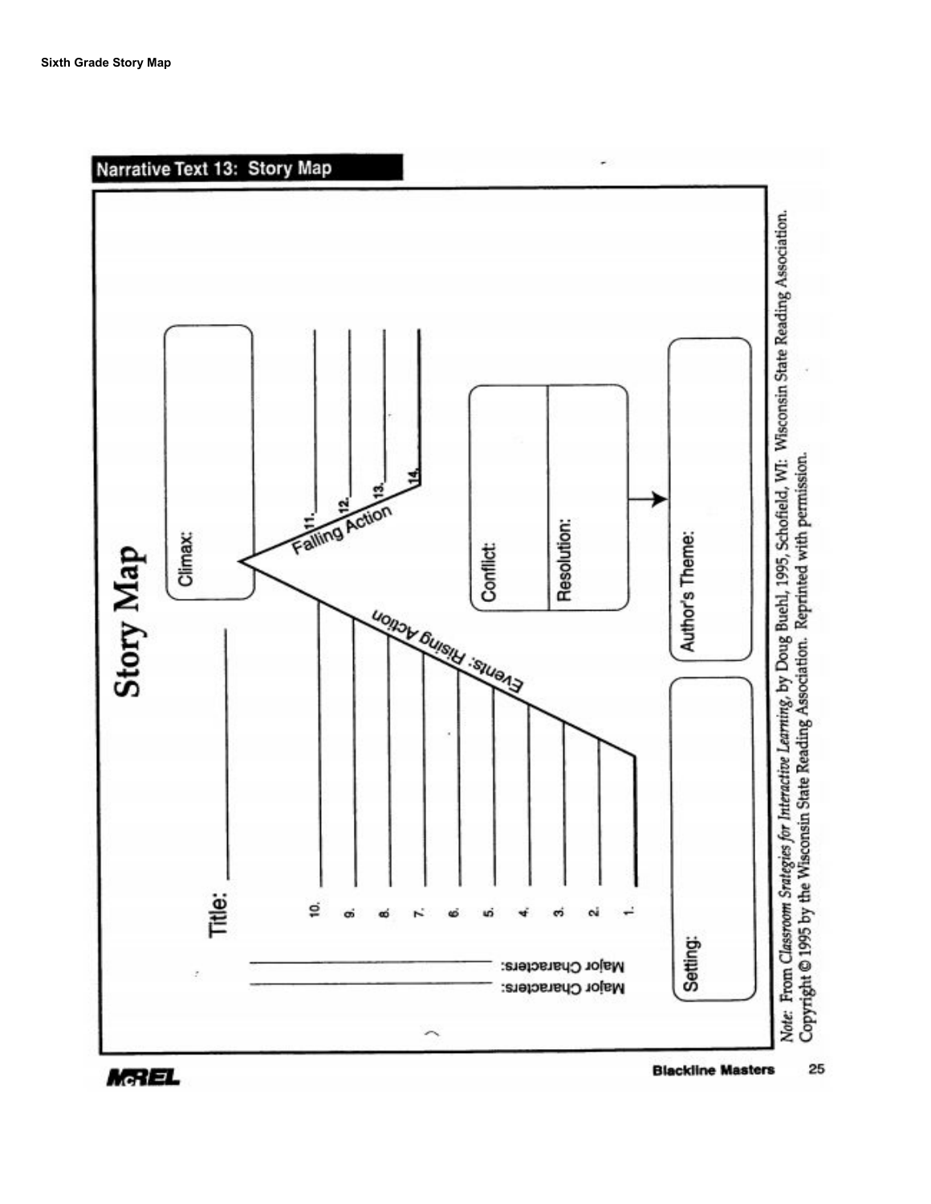**Sixth Grade Story Map**

## Narrative Text 13: Story Map

# Story Map

Title: ____________

Major Characters: ____________

Major Characters: ____________

Climax:

Events: Rising Action

1. ____________
2. ____________
3. ____________
4. ____________
5. ____________
6. ____________
7. ____________
8. ____________
9. ____________
10. ____________

Falling Action

11. ____________
12. ____________
13. ____________
14. ____________

Conflict:

Resolution:

Setting:

Author's Theme:

*Note:* From *Classroom Strategies for Interactive Learning*, by Doug Buehl, 1995, Schofield, WI: Wisconsin State Reading Association. Copyright © 1995 by the Wisconsin State Reading Association. Reprinted with permission.

McREL

Blackline Masters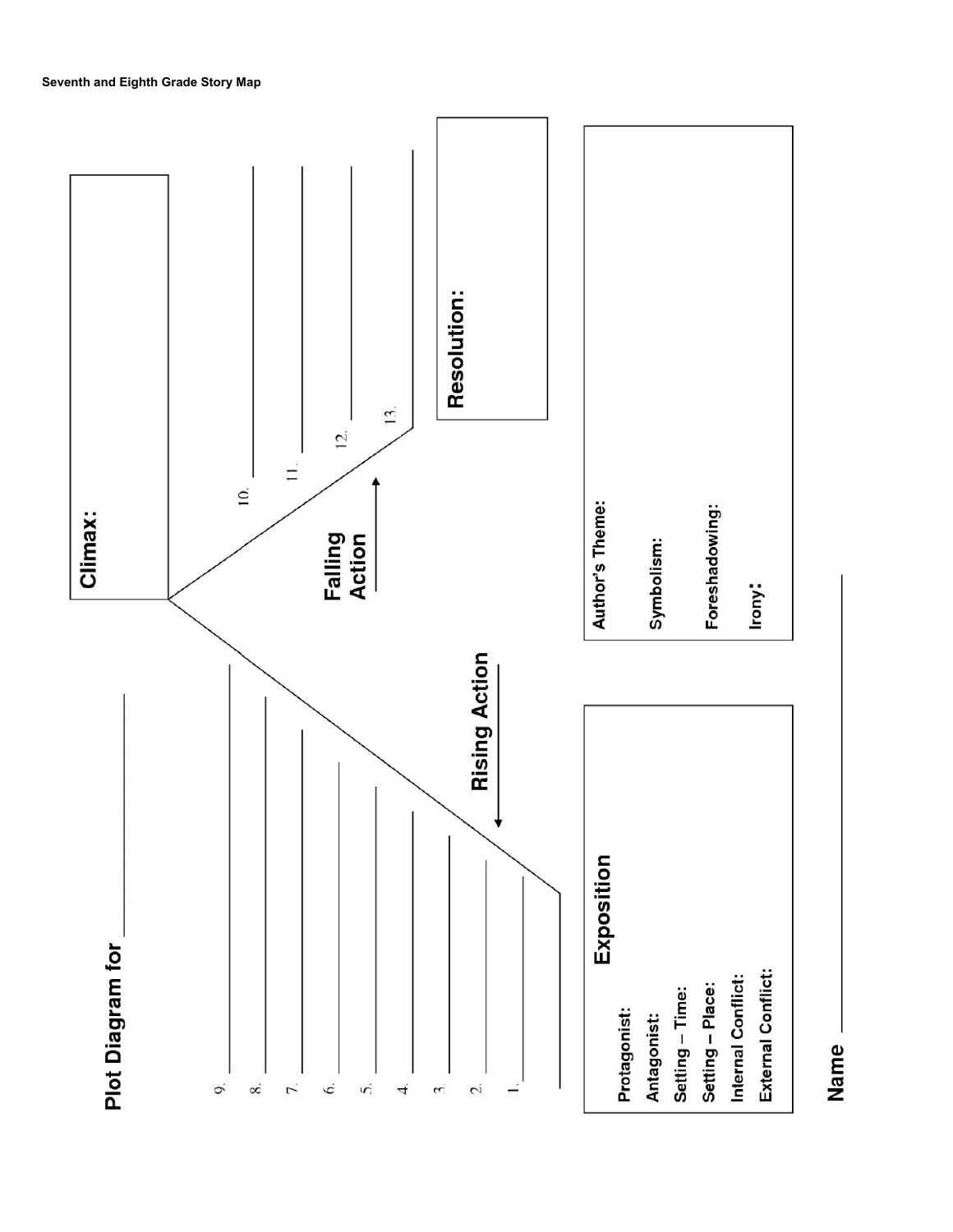**Seventh and Eighth Grade Story Map**

# Plot Diagram for ____________

## Climax:

## Rising Action

1. ____________
2. ____________
3. ____________
4. ____________
5. ____________
6. ____________
7. ____________
8. ____________
9. ____________

## Falling Action

10. ____________
11. ____________
12. ____________
13. ____________

## Resolution:

## Exposition

**Protagonist:**

**Antagonist:**

**Setting – Time:**

**Setting – Place:**

**Internal Conflict:**

**External Conflict:**

**Author's Theme:**

**Symbolism:**

**Foreshadowing:**

**Irony:**

**Name** ____________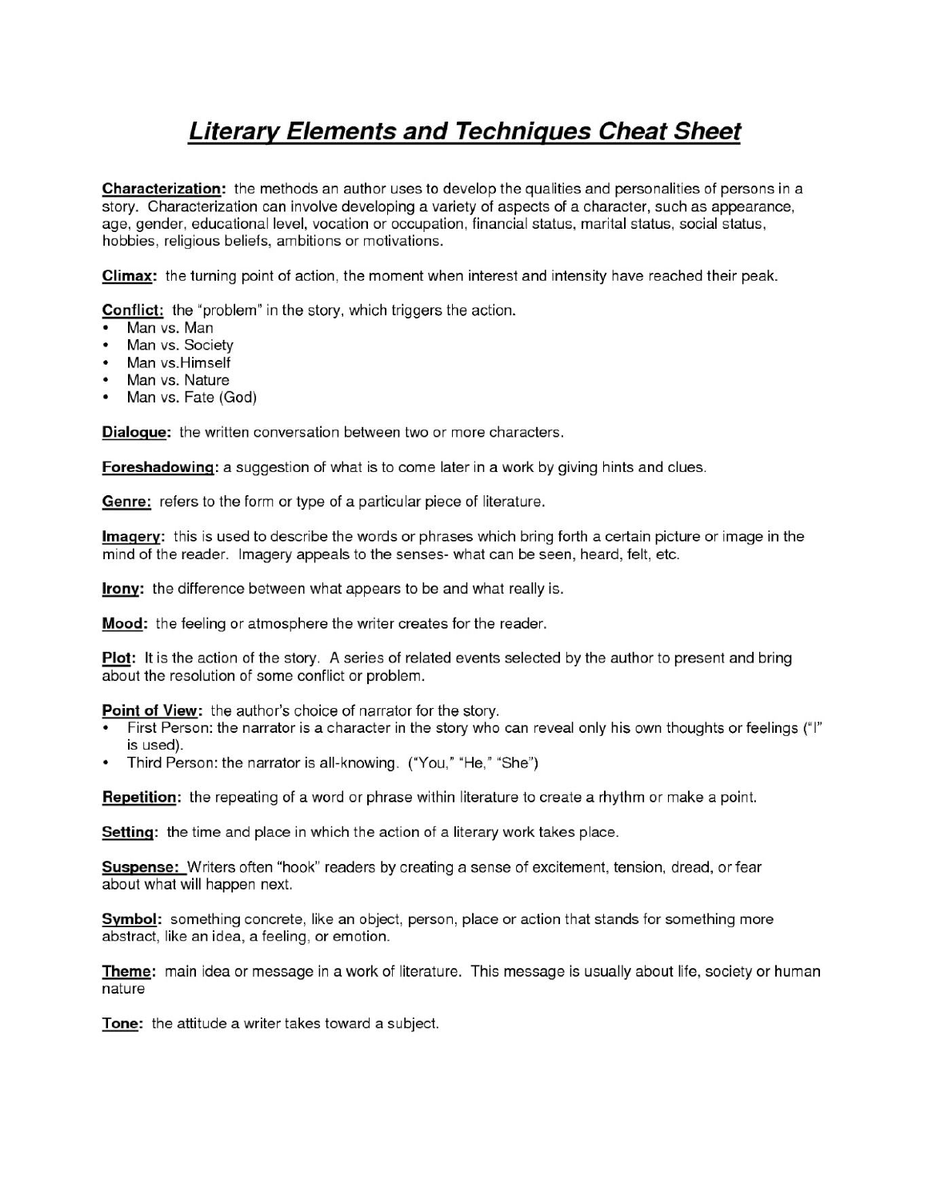# ***Literary Elements and Techniques Cheat Sheet***

**Characterization:** the methods an author uses to develop the qualities and personalities of persons in a story. Characterization can involve developing a variety of aspects of a character, such as appearance, age, gender, educational level, vocation or occupation, financial status, marital status, social status, hobbies, religious beliefs, ambitions or motivations.

**Climax:** the turning point of action, the moment when interest and intensity have reached their peak.

**Conflict:** the "problem" in the story, which triggers the action.

- Man vs. Man
- Man vs. Society
- Man vs.Himself
- Man vs. Nature
- Man vs. Fate (God)

**Dialogue:** the written conversation between two or more characters.

**Foreshadowing:** a suggestion of what is to come later in a work by giving hints and clues.

**Genre:** refers to the form or type of a particular piece of literature.

**Imagery:** this is used to describe the words or phrases which bring forth a certain picture or image in the mind of the reader. Imagery appeals to the senses- what can be seen, heard, felt, etc.

**Irony:** the difference between what appears to be and what really is.

**Mood:** the feeling or atmosphere the writer creates for the reader.

**Plot:** It is the action of the story. A series of related events selected by the author to present and bring about the resolution of some conflict or problem.

**Point of View:** the author's choice of narrator for the story.

- First Person: the narrator is a character in the story who can reveal only his own thoughts or feelings ("I" is used).
- Third Person: the narrator is all-knowing. ("You," "He," "She")

**Repetition:** the repeating of a word or phrase within literature to create a rhythm or make a point.

**Setting:** the time and place in which the action of a literary work takes place.

**Suspense:** Writers often "hook" readers by creating a sense of excitement, tension, dread, or fear about what will happen next.

**Symbol:** something concrete, like an object, person, place or action that stands for something more abstract, like an idea, a feeling, or emotion.

**Theme:** main idea or message in a work of literature. This message is usually about life, society or human nature

**Tone:** the attitude a writer takes toward a subject.